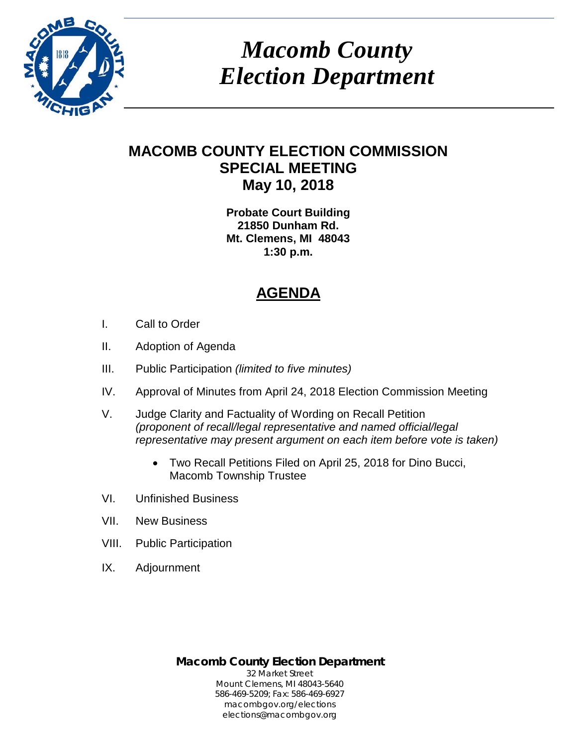# *Macomb County Election Department*

## MACOMB COUNTY ELECTION COMMISSION SPECIAL MEETING May 10, 2018

**Probate Court Building**
**21850 Dunham Rd.**
**Mt. Clemens, MI 48043**
**1:30 p.m.**

## AGENDA

I. Call to Order

II. Adoption of Agenda

III. Public Participation *(limited to five minutes)*

IV. Approval of Minutes from April 24, 2018 Election Commission Meeting

V. Judge Clarity and Factuality of Wording on Recall Petition *(proponent of recall/legal representative and named official/legal representative may present argument on each item before vote is taken)*

- Two Recall Petitions Filed on April 25, 2018 for Dino Bucci, Macomb Township Trustee

VI. Unfinished Business

VII. New Business

VIII. Public Participation

IX. Adjournment

**Macomb County Election Department**
32 Market Street
Mount Clemens, MI 48043-5640
586-469-5209; Fax: 586-469-6927
macombgov.org/elections
elections@macombgov.org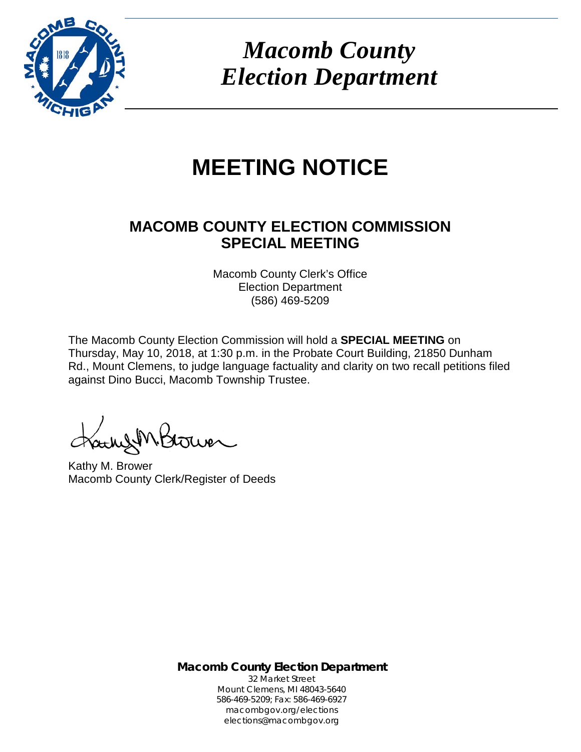# *Macomb County Election Department*

# MEETING NOTICE

## MACOMB COUNTY ELECTION COMMISSION SPECIAL MEETING

Macomb County Clerk's Office
Election Department
(586) 469-5209

The Macomb County Election Commission will hold a **SPECIAL MEETING** on Thursday, May 10, 2018, at 1:30 p.m. in the Probate Court Building, 21850 Dunham Rd., Mount Clemens, to judge language factuality and clarity on two recall petitions filed against Dino Bucci, Macomb Township Trustee.

Kathy M. Brower
Macomb County Clerk/Register of Deeds

**Macomb County Election Department**
32 Market Street
Mount Clemens, MI 48043-5640
586-469-5209; Fax: 586-469-6927
macombgov.org/elections
elections@macombgov.org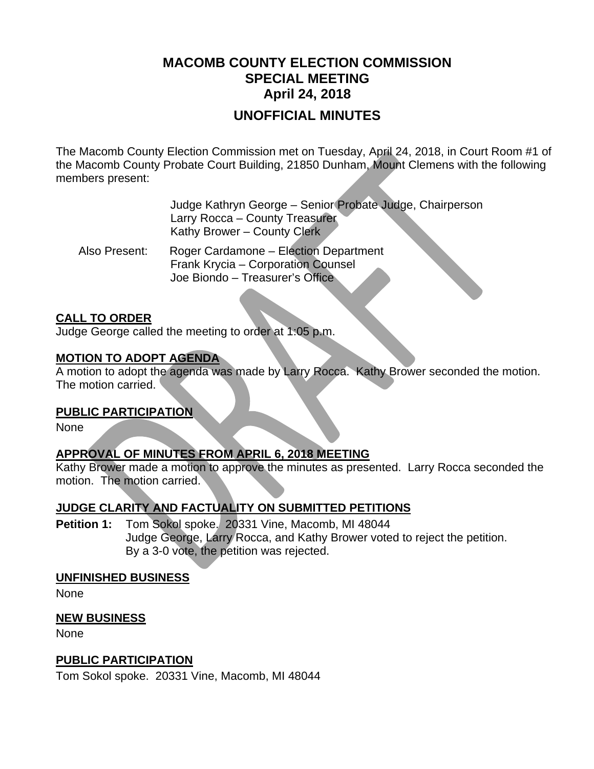# MACOMB COUNTY ELECTION COMMISSION
## SPECIAL MEETING
## April 24, 2018

## UNOFFICIAL MINUTES

The Macomb County Election Commission met on Tuesday, April 24, 2018, in Court Room #1 of the Macomb County Probate Court Building, 21850 Dunham, Mount Clemens with the following members present:

Judge Kathryn George – Senior Probate Judge, Chairperson
Larry Rocca – County Treasurer
Kathy Brower – County Clerk

Also Present: Roger Cardamone – Election Department
Frank Krycia – Corporation Counsel
Joe Biondo – Treasurer's Office

**CALL TO ORDER**

Judge George called the meeting to order at 1:05 p.m.

**MOTION TO ADOPT AGENDA**

A motion to adopt the agenda was made by Larry Rocca. Kathy Brower seconded the motion. The motion carried.

**PUBLIC PARTICIPATION**

None

**APPROVAL OF MINUTES FROM APRIL 6, 2018 MEETING**

Kathy Brower made a motion to approve the minutes as presented. Larry Rocca seconded the motion. The motion carried.

**JUDGE CLARITY AND FACTUALITY ON SUBMITTED PETITIONS**

**Petition 1:** Tom Sokol spoke. 20331 Vine, Macomb, MI 48044
Judge George, Larry Rocca, and Kathy Brower voted to reject the petition.
By a 3-0 vote, the petition was rejected.

**UNFINISHED BUSINESS**

None

**NEW BUSINESS**

None

**PUBLIC PARTICIPATION**

Tom Sokol spoke. 20331 Vine, Macomb, MI 48044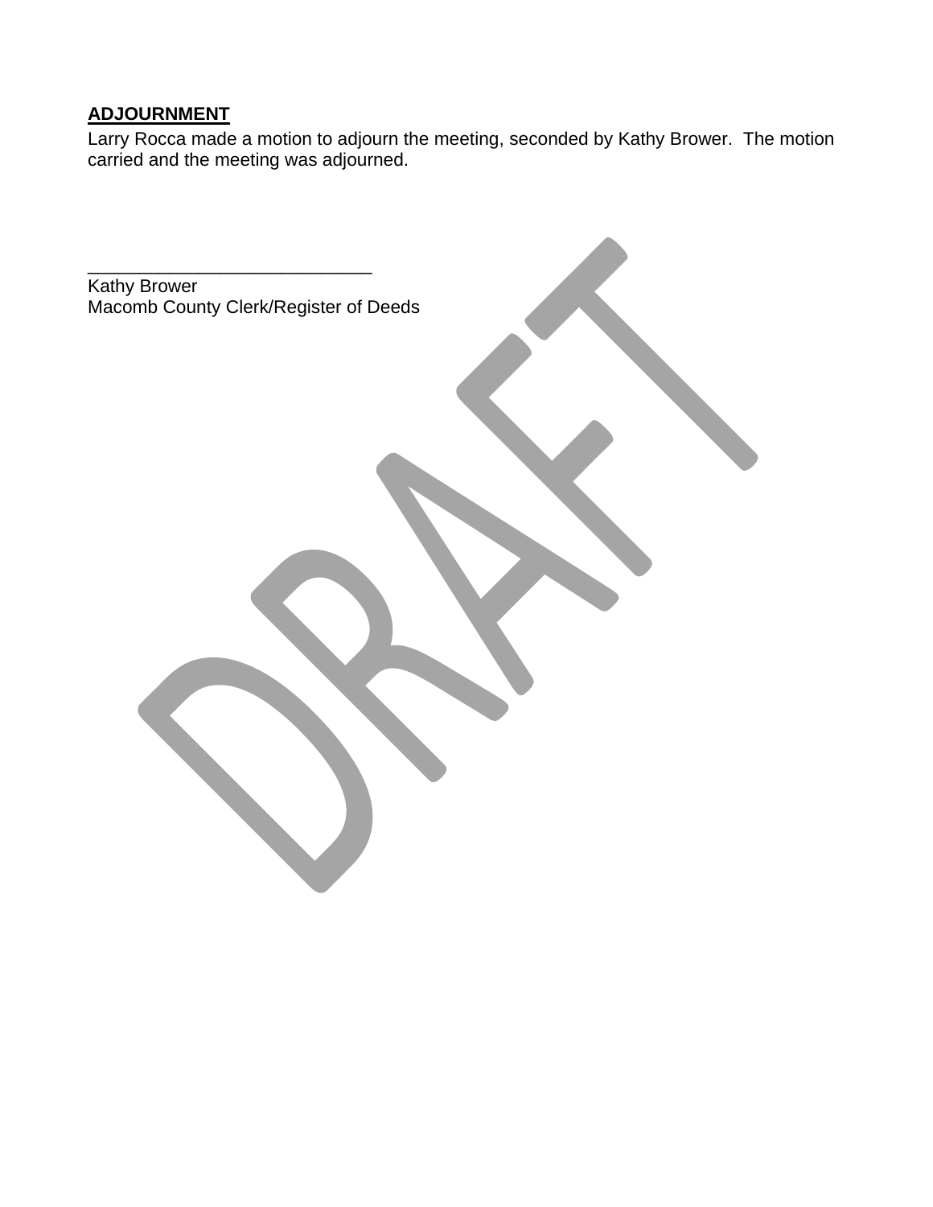**ADJOURNMENT**

Larry Rocca made a motion to adjourn the meeting, seconded by Kathy Brower. The motion carried and the meeting was adjourned.

\_\_\_\_\_\_\_\_\_\_\_\_\_\_\_\_\_\_\_\_\_\_\_\_\_\_\_\_\_\_

Kathy Brower
Macomb County Clerk/Register of Deeds

DRAFT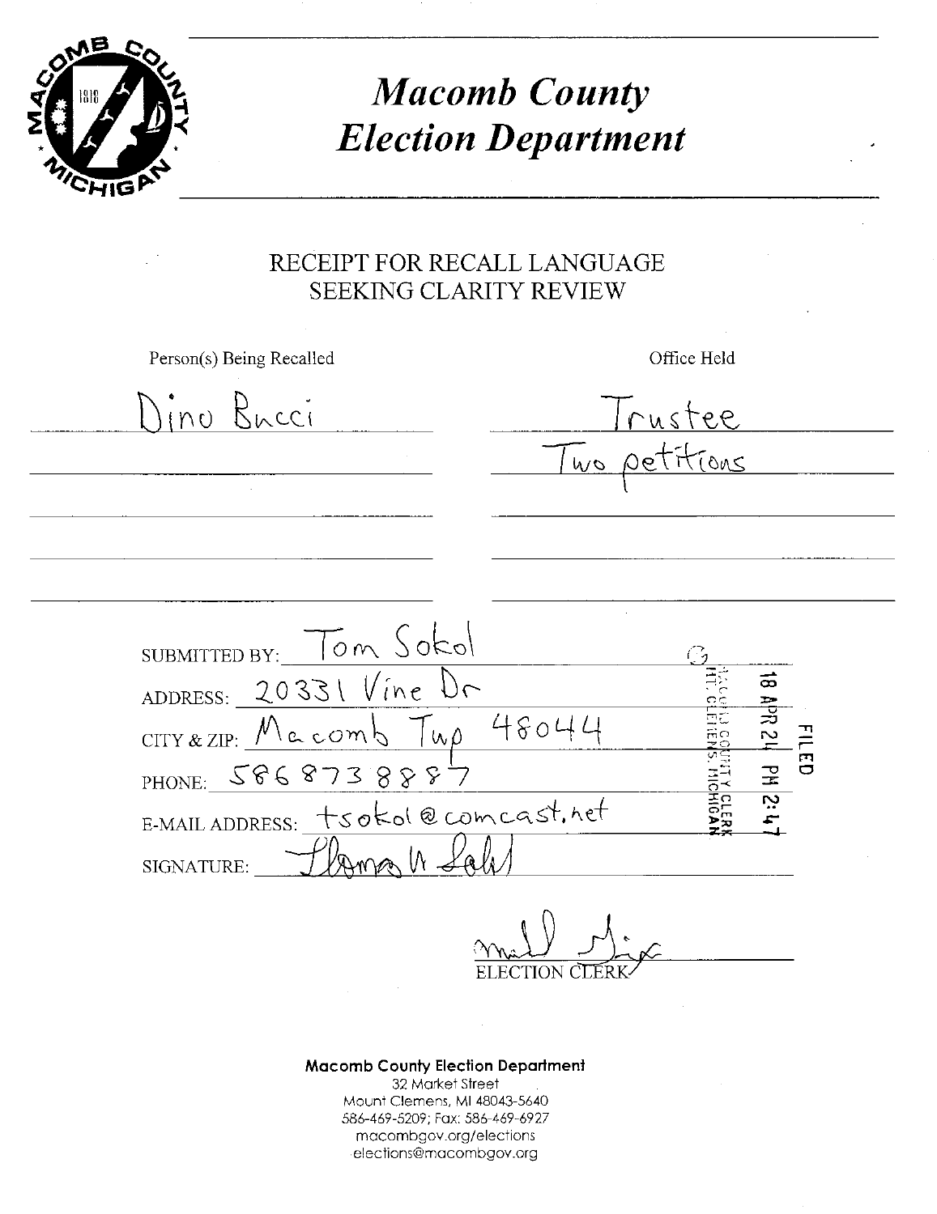# Macomb County Election Department

## RECEIPT FOR RECALL LANGUAGE SEEKING CLARITY REVIEW

| Person(s) Being Recalled | Office Held |
| --- | --- |
| Dino Bucci | Trustee |
| | Two petitions |

SUBMITTED BY: Tom Sokol

ADDRESS: 20331 Vine Dr

CITY & ZIP: Macomb Twp 48044

PHONE: 5868738887

E-MAIL ADDRESS: tsokol@comcast.net

SIGNATURE: Thomas W Sokol

FILED 18 APR 24 PM 2:47 MACOMB COUNTY CLERK MT. CLEMENS, MICHIGAN

ELECTION CLERK

**Macomb County Election Department**
32 Market Street
Mount Clemens, MI 48043-5640
586-469-5209; Fax: 586-469-6927
macombgov.org/elections
elections@macombgov.org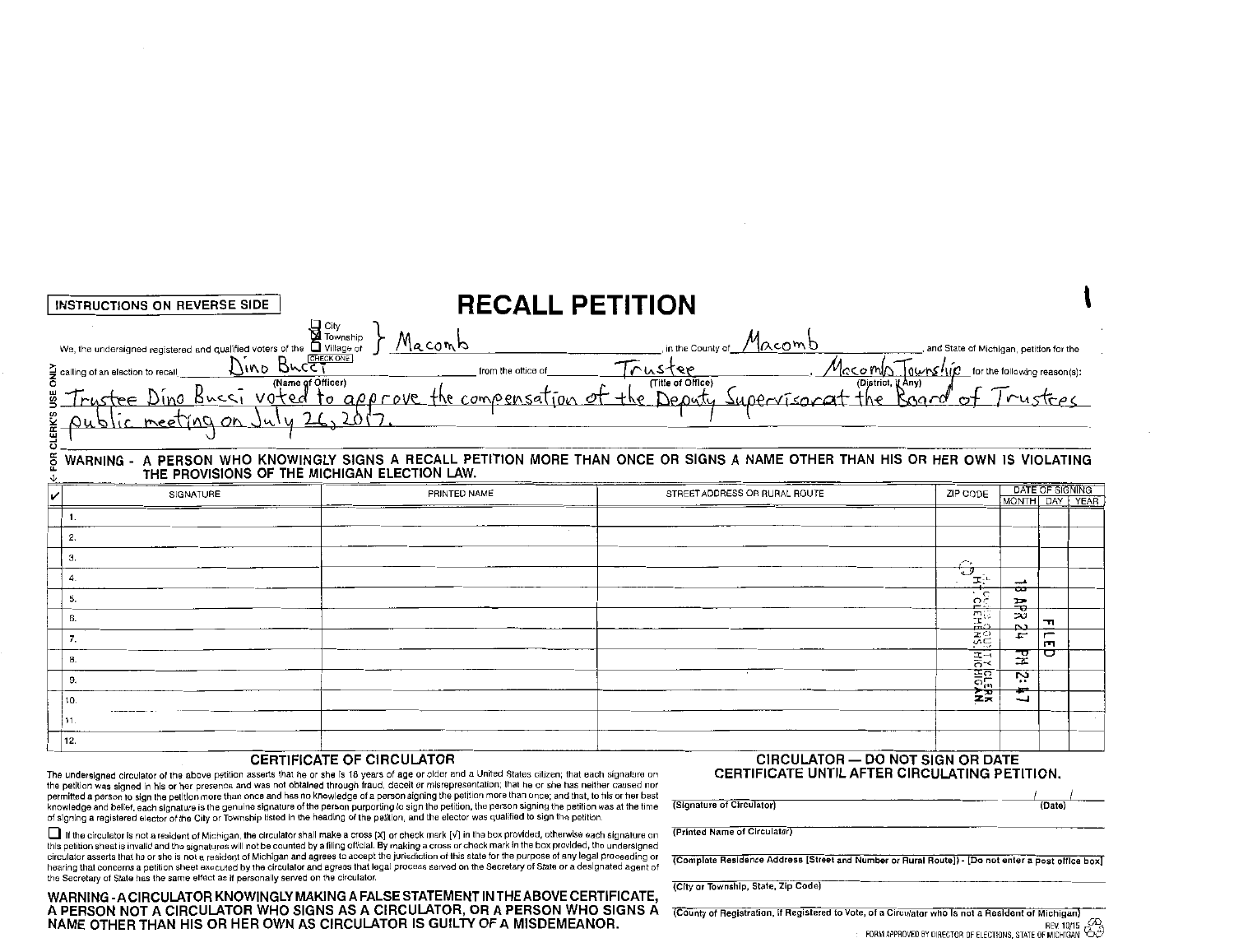INSTRUCTIONS ON REVERSE SIDE

# RECALL PETITION

1

We, the undersigned registered and qualified voters of the ☐ City ☒ Township ☐ Village of (CHECK ONE) } Macomb, in the County of Macomb, and State of Michigan, petition for the calling of an election to recall Dino Bucci (Name of Officer) from the office of Trustee (Title of Office), Macomb Township (District, if Any) for the following reason(s):

Trustee Dino Bucci voted to approve the compensation of the Deputy Supervisor at the Board of Trustees public meeting on July 26, 2017.

<- FOR CLERK'S USE ONLY

**WARNING - A PERSON WHO KNOWINGLY SIGNS A RECALL PETITION MORE THAN ONCE OR SIGNS A NAME OTHER THAN HIS OR HER OWN IS VIOLATING THE PROVISIONS OF THE MICHIGAN ELECTION LAW.**

| ✓ | SIGNATURE | PRINTED NAME | STREET ADDRESS OR RURAL ROUTE | ZIP CODE | DATE OF SIGNING | | |
|---|---|---|---|---|---|---|---|
| | | | | | MONTH | DAY | YEAR |
| | 1. | | | | | | |
| | 2. | | | | | | |
| | 3. | | | | | | |
| | 4. | | | | | | |
| | 5. | | | | | | |
| | 6. | | | | | | |
| | 7. | | | | | | |
| | 8. | | | | | | |
| | 9. | | | | | | |
| | 10. | | | | | | |
| | 11. | | | | | | |
| | 12. | | | | | | |

FILED 18 APR 24 PM 2:47 MACOMB COUNTY CLERK MT. CLEMENS, MICHIGAN

### CERTIFICATE OF CIRCULATOR

The undersigned circulator of the above petition asserts that he or she is 18 years of age or older and a United States citizen; that each signature on the petition was signed in his or her presence and was not obtained through fraud, deceit or misrepresentation; that he or she has neither caused nor permitted a person to sign the petition more than once and has no knowledge of a person signing the petition more than once; and that, to his or her best knowledge and belief, each signature is the genuine signature of the person purporting to sign the petition, the person signing the petition was at the time of signing a registered elector of the City or Township listed in the heading of the petition, and the elector was qualified to sign the petition.

☐ If the circulator is not a resident of Michigan, the circulator shall make a cross [X] or check mark [✓] in the box provided, otherwise each signature on this petition sheet is invalid and the signatures will not be counted by a filing official. By making a cross or check mark in the box provided, the undersigned circulator asserts that he or she is not a resident of Michigan and agrees to accept the jurisdiction of this state for the purpose of any legal proceeding or hearing that concerns a petition sheet executed by the circulator and agrees that legal process served on the Secretary of State or a designated agent of the Secretary of State has the same effect as if personally served on the circulator.

**WARNING - A CIRCULATOR KNOWINGLY MAKING A FALSE STATEMENT IN THE ABOVE CERTIFICATE, A PERSON NOT A CIRCULATOR WHO SIGNS AS A CIRCULATOR, OR A PERSON WHO SIGNS A NAME OTHER THAN HIS OR HER OWN AS CIRCULATOR IS GUILTY OF A MISDEMEANOR.**

**CIRCULATOR — DO NOT SIGN OR DATE CERTIFICATE UNTIL AFTER CIRCULATING PETITION.**

(Signature of Circulator) _______________ (Date) ___/___/___

(Printed Name of Circulator)

(Complete Residence Address [Street and Number or Rural Route]) - [Do not enter a post office box]

(City or Township, State, Zip Code)

(County of Registration, if Registered to Vote, of a Circulator who is not a Resident of Michigan)

REV 10/15
FORM APPROVED BY DIRECTOR OF ELECTIONS, STATE OF MICHIGAN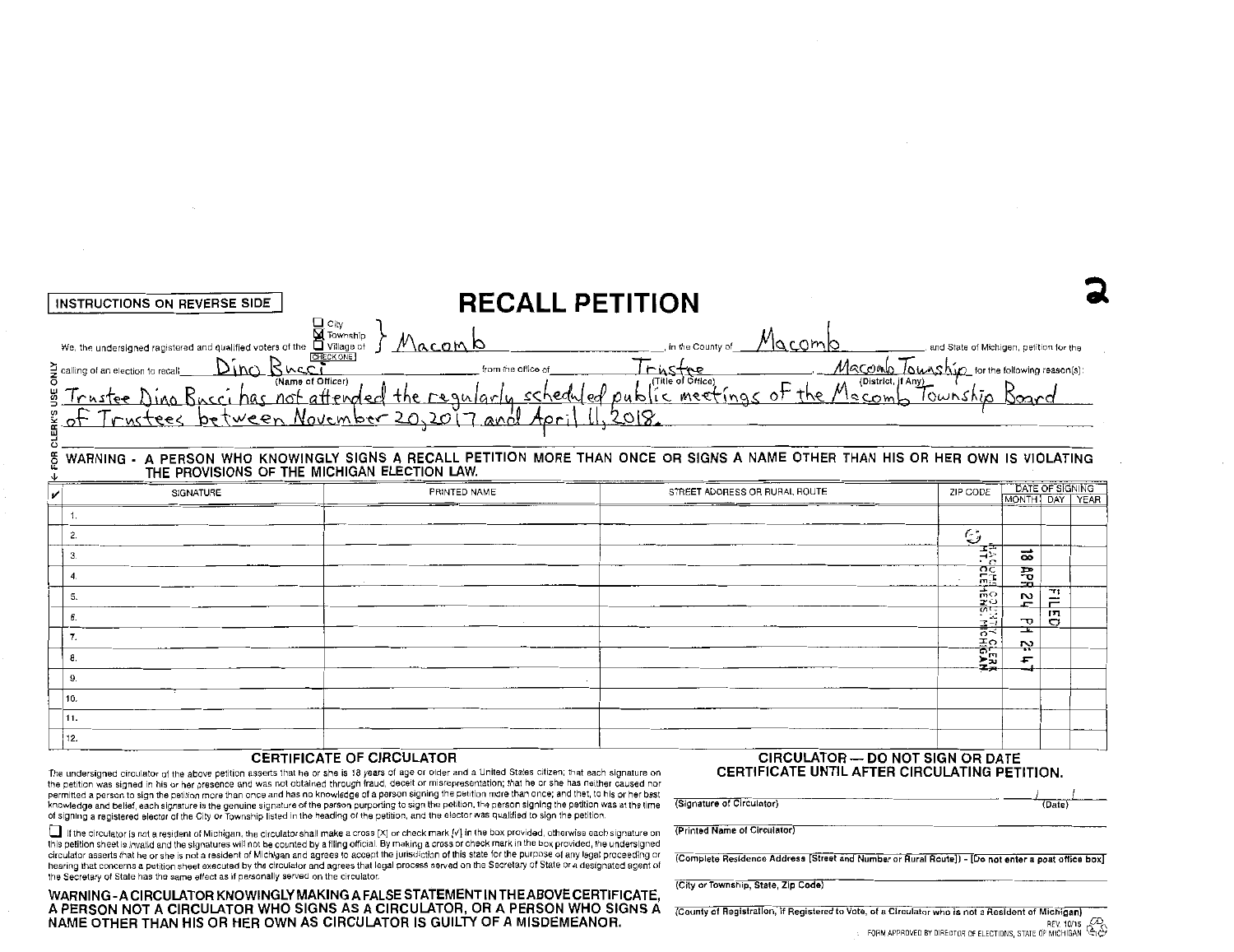**2**

INSTRUCTIONS ON REVERSE SIDE

# RECALL PETITION

We, the undersigned registered and qualified voters of the ☐ City ☒ Township ☐ Village of (CHECK ONE) } Macomb, in the County of Macomb and State of Michigan, petition for the calling of an election to recall Dino Bucci (Name of Officer) from the office of Trustee (Title of Office), Macomb Township (District, if Any) for the following reason(s):

Trustee Dino Bucci has not attended the regularly scheduled public meetings of the Macomb Township Board of Trustees between November 20, 2017 and April 11, 2018.

FOR CLERK'S USE ONLY

**WARNING - A PERSON WHO KNOWINGLY SIGNS A RECALL PETITION MORE THAN ONCE OR SIGNS A NAME OTHER THAN HIS OR HER OWN IS VIOLATING THE PROVISIONS OF THE MICHIGAN ELECTION LAW.**

| ✓ | SIGNATURE | PRINTED NAME | STREET ADDRESS OR RURAL ROUTE | ZIP CODE | DATE OF SIGNING MONTH | DAY | YEAR |
|---|---|---|---|---|---|---|---|
| | 1. | | | | | | |
| | 2. | | | | | | |
| | 3. | | | | | | |
| | 4. | | | | | | |
| | 5. | | | | | | |
| | 6. | | | | | | |
| | 7. | | | | | | |
| | 8. | | | | | | |
| | 9. | | | | | | |
| | 10. | | | | | | |
| | 11. | | | | | | |
| | 12. | | | | | | |

FILED 18 APR 24 PM 2:47 MACOMB COUNTY CLERK MT. CLEMENS, MICHIGAN

## CERTIFICATE OF CIRCULATOR

The undersigned circulator of the above petition asserts that he or she is 18 years of age or older and a United States citizen; that each signature on the petition was signed in his or her presence and was not obtained through fraud, deceit or misrepresentation; that he or she has neither caused nor permitted a person to sign the petition more than once and has no knowledge of a person signing the petition more than once; and that, to his or her best knowledge and belief, each signature is the genuine signature of the person purporting to sign the petition, the person signing the petition was at the time of signing a registered elector of the City or Township listed in the heading of the petition, and the elector was qualified to sign the petition.

☐ If the circulator is not a resident of Michigan, the circulator shall make a cross [X] or check mark [✓] in the box provided, otherwise each signature on this petition sheet is invalid and the signatures will not be counted by a filing official. By making a cross or check mark in the box provided, the undersigned circulator asserts that he or she is not a resident of Michigan and agrees to accept the jurisdiction of this state for the purpose of any legal proceeding or hearing that concerns a petition sheet executed by the circulator and agrees that legal process served on the Secretary of State or a designated agent of the Secretary of State has the same effect as if personally served on the circulator.

**WARNING - A CIRCULATOR KNOWINGLY MAKING A FALSE STATEMENT IN THE ABOVE CERTIFICATE, A PERSON NOT A CIRCULATOR WHO SIGNS AS A CIRCULATOR, OR A PERSON WHO SIGNS A NAME OTHER THAN HIS OR HER OWN AS CIRCULATOR IS GUILTY OF A MISDEMEANOR.**

**CIRCULATOR — DO NOT SIGN OR DATE CERTIFICATE UNTIL AFTER CIRCULATING PETITION.**

(Signature of Circulator) / / (Date)

(Printed Name of Circulator)

(Complete Residence Address [Street and Number or Rural Route]) - [Do not enter a post office box]

(City or Township, State, Zip Code)

(County of Registration, if Registered to Vote, of a Circulator who is not a Resident of Michigan)

REV. 10/15
FORM APPROVED BY DIRECTOR OF ELECTIONS, STATE OF MICHIGAN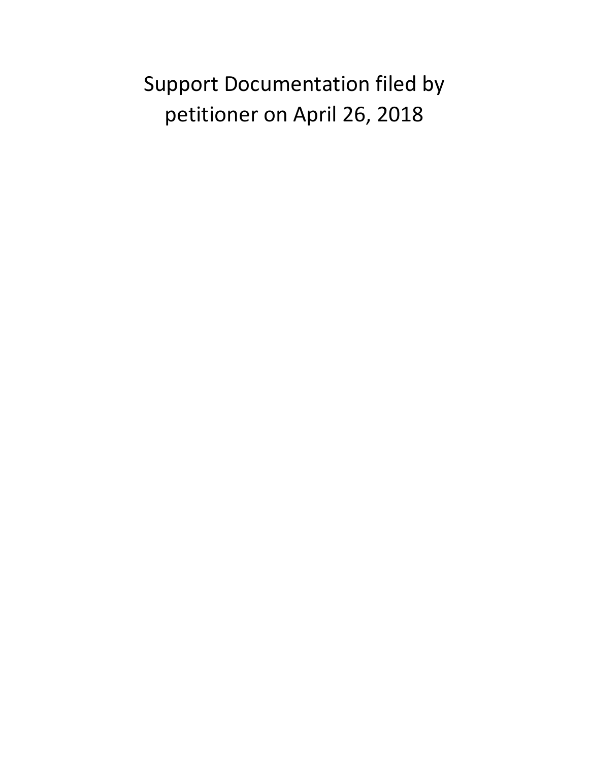# Support Documentation filed by petitioner on April 26, 2018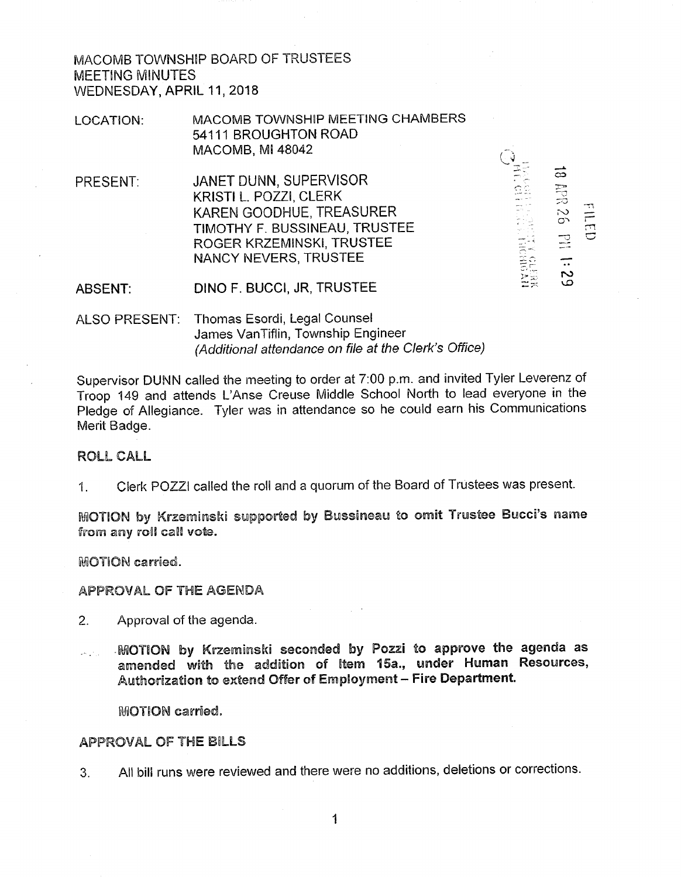MACOMB TOWNSHIP BOARD OF TRUSTEES
MEETING MINUTES
WEDNESDAY, APRIL 11, 2018

LOCATION: MACOMB TOWNSHIP MEETING CHAMBERS
54111 BROUGHTON ROAD
MACOMB, MI 48042

PRESENT: JANET DUNN, SUPERVISOR
KRISTI L. POZZI, CLERK
KAREN GOODHUE, TREASURER
TIMOTHY F. BUSSINEAU, TRUSTEE
ROGER KRZEMINSKI, TRUSTEE
NANCY NEVERS, TRUSTEE

ABSENT: DINO F. BUCCI, JR, TRUSTEE

ALSO PRESENT: Thomas Esordi, Legal Counsel
James VanTiflin, Township Engineer
*(Additional attendance on file at the Clerk's Office)*

FILED 18 APR 26 PM 1:29

Supervisor DUNN called the meeting to order at 7:00 p.m. and invited Tyler Leverenz of Troop 149 and attends L'Anse Creuse Middle School North to lead everyone in the Pledge of Allegiance. Tyler was in attendance so he could earn his Communications Merit Badge.

## ROLL CALL

1. Clerk POZZI called the roll and a quorum of the Board of Trustees was present.

**MOTION by Krzeminski supported by Bussineau to omit Trustee Bucci's name from any roll call vote.**

**MOTION carried.**

## APPROVAL OF THE AGENDA

2. Approval of the agenda.

   **MOTION by Krzeminski seconded by Pozzi to approve the agenda as amended with the addition of Item 15a., under Human Resources, Authorization to extend Offer of Employment – Fire Department.**

   **MOTION carried.**

## APPROVAL OF THE BILLS

3. All bill runs were reviewed and there were no additions, deletions or corrections.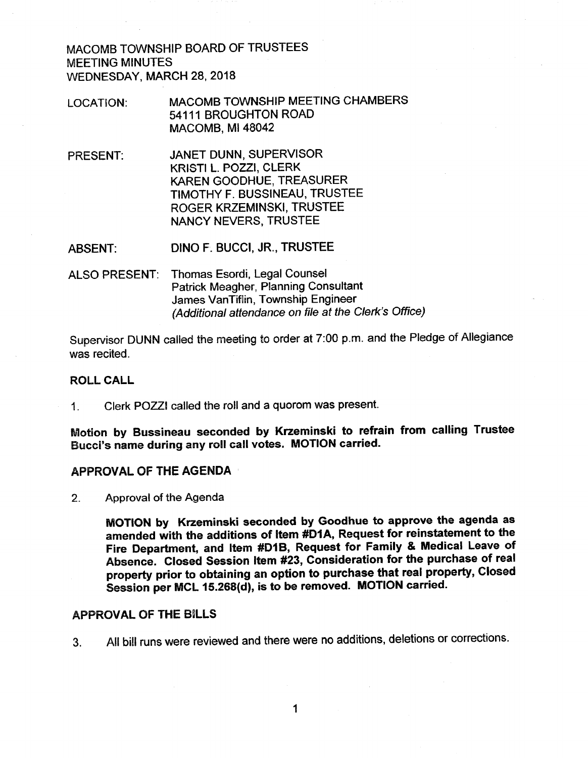MACOMB TOWNSHIP BOARD OF TRUSTEES
MEETING MINUTES
WEDNESDAY, MARCH 28, 2018

LOCATION: MACOMB TOWNSHIP MEETING CHAMBERS
54111 BROUGHTON ROAD
MACOMB, MI 48042

PRESENT: JANET DUNN, SUPERVISOR
KRISTI L. POZZI, CLERK
KAREN GOODHUE, TREASURER
TIMOTHY F. BUSSINEAU, TRUSTEE
ROGER KRZEMINSKI, TRUSTEE
NANCY NEVERS, TRUSTEE

ABSENT: DINO F. BUCCI, JR., TRUSTEE

ALSO PRESENT: Thomas Esordi, Legal Counsel
Patrick Meagher, Planning Consultant
James VanTiflin, Township Engineer
*(Additional attendance on file at the Clerk's Office)*

Supervisor DUNN called the meeting to order at 7:00 p.m. and the Pledge of Allegiance was recited.

**ROLL CALL**

1. Clerk POZZI called the roll and a quorom was present.

**Motion by Bussineau seconded by Krzeminski to refrain from calling Trustee Bucci's name during any roll call votes. MOTION carried.**

**APPROVAL OF THE AGENDA**

2. Approval of the Agenda

   **MOTION by Krzeminski seconded by Goodhue to approve the agenda as amended with the additions of Item #D1A, Request for reinstatement to the Fire Department, and Item #D1B, Request for Family & Medical Leave of Absence. Closed Session Item #23, Consideration for the purchase of real property prior to obtaining an option to purchase that real property, Closed Session per MCL 15.268(d), is to be removed. MOTION carried.**

**APPROVAL OF THE BILLS**

3. All bill runs were reviewed and there were no additions, deletions or corrections.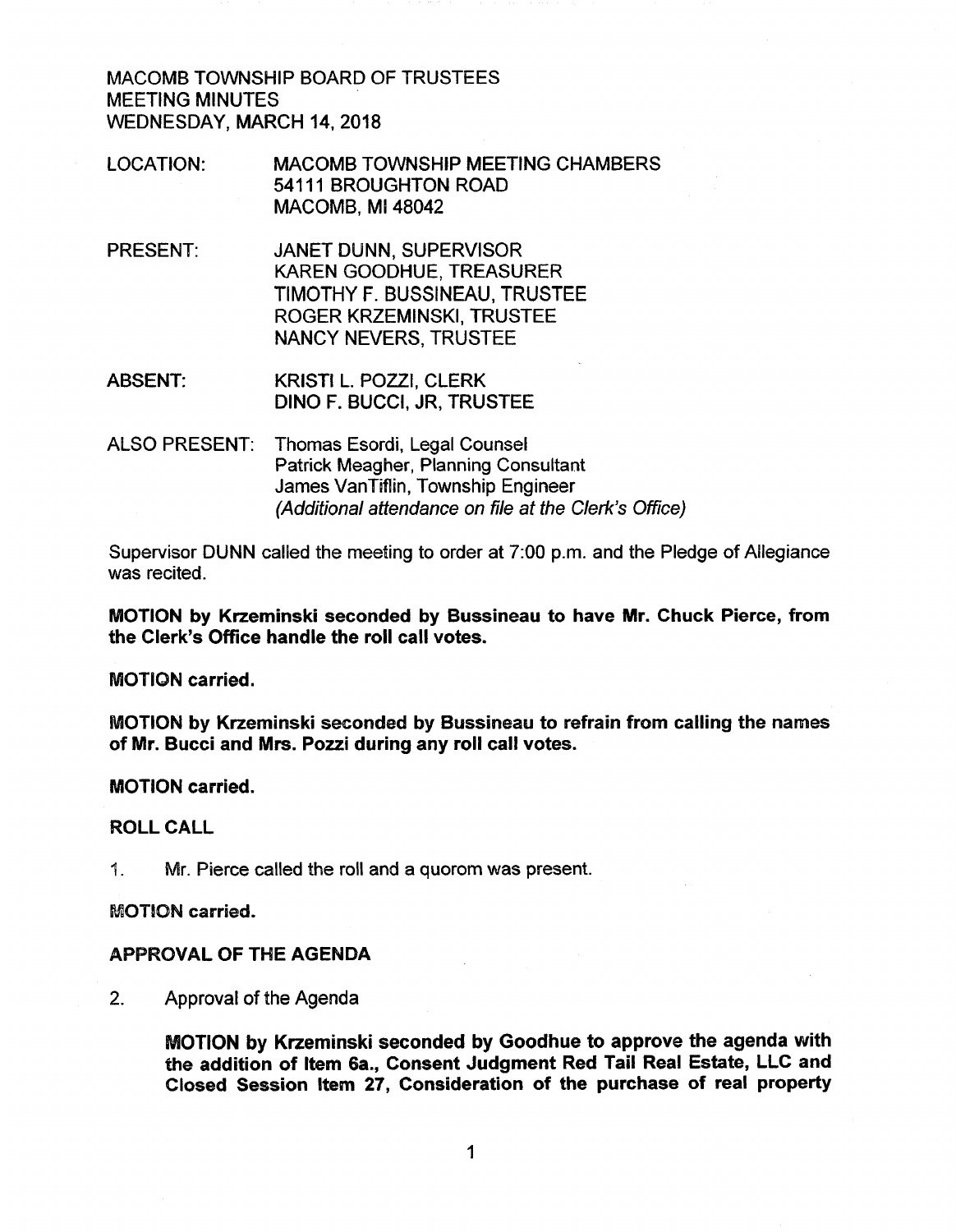MACOMB TOWNSHIP BOARD OF TRUSTEES
MEETING MINUTES
WEDNESDAY, MARCH 14, 2018

LOCATION: MACOMB TOWNSHIP MEETING CHAMBERS
54111 BROUGHTON ROAD
MACOMB, MI 48042

PRESENT: JANET DUNN, SUPERVISOR
KAREN GOODHUE, TREASURER
TIMOTHY F. BUSSINEAU, TRUSTEE
ROGER KRZEMINSKI, TRUSTEE
NANCY NEVERS, TRUSTEE

ABSENT: KRISTI L. POZZI, CLERK
DINO F. BUCCI, JR, TRUSTEE

ALSO PRESENT: Thomas Esordi, Legal Counsel
Patrick Meagher, Planning Consultant
James VanTiflin, Township Engineer
*(Additional attendance on file at the Clerk's Office)*

Supervisor DUNN called the meeting to order at 7:00 p.m. and the Pledge of Allegiance was recited.

**MOTION by Krzeminski seconded by Bussineau to have Mr. Chuck Pierce, from the Clerk's Office handle the roll call votes.**

**MOTION carried.**

**MOTION by Krzeminski seconded by Bussineau to refrain from calling the names of Mr. Bucci and Mrs. Pozzi during any roll call votes.**

**MOTION carried.**

**ROLL CALL**

1. Mr. Pierce called the roll and a quorom was present.

**MOTION carried.**

**APPROVAL OF THE AGENDA**

2. Approval of the Agenda

   **MOTION by Krzeminski seconded by Goodhue to approve the agenda with the addition of Item 6a., Consent Judgment Red Tail Real Estate, LLC and Closed Session Item 27, Consideration of the purchase of real property**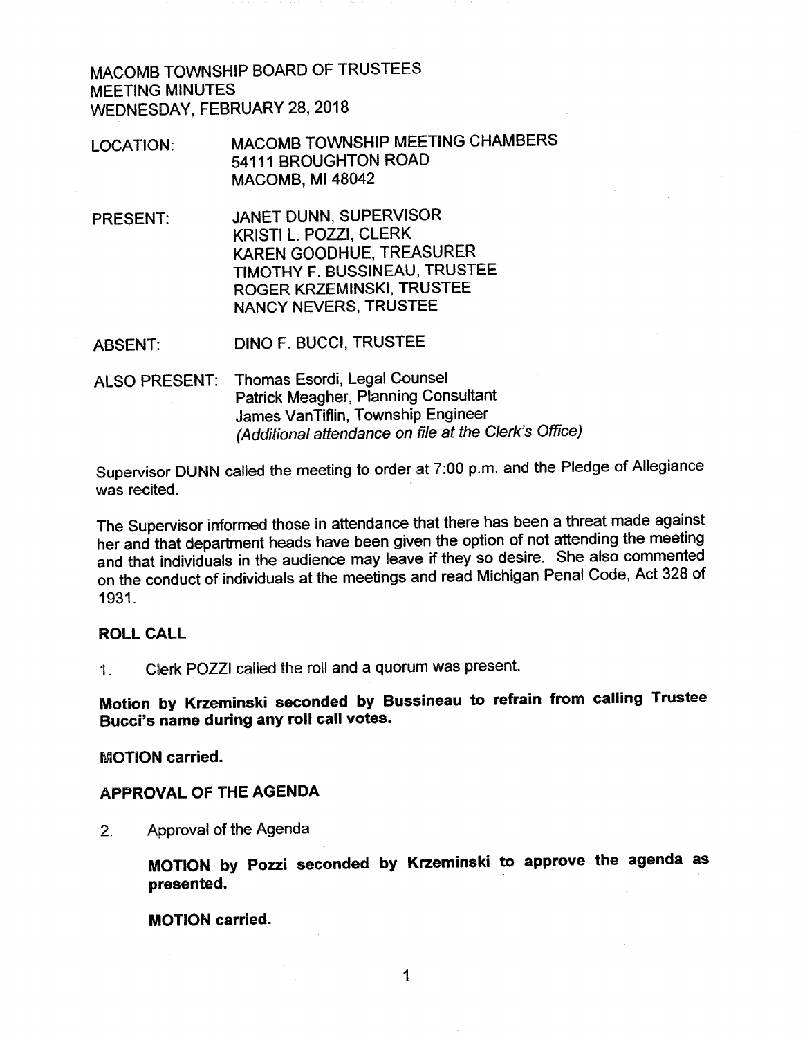MACOMB TOWNSHIP BOARD OF TRUSTEES
MEETING MINUTES
WEDNESDAY, FEBRUARY 28, 2018

LOCATION: MACOMB TOWNSHIP MEETING CHAMBERS
54111 BROUGHTON ROAD
MACOMB, MI 48042

PRESENT: JANET DUNN, SUPERVISOR
KRISTI L. POZZI, CLERK
KAREN GOODHUE, TREASURER
TIMOTHY F. BUSSINEAU, TRUSTEE
ROGER KRZEMINSKI, TRUSTEE
NANCY NEVERS, TRUSTEE

ABSENT: DINO F. BUCCI, TRUSTEE

ALSO PRESENT: Thomas Esordi, Legal Counsel
Patrick Meagher, Planning Consultant
James VanTiflin, Township Engineer
*(Additional attendance on file at the Clerk's Office)*

Supervisor DUNN called the meeting to order at 7:00 p.m. and the Pledge of Allegiance was recited.

The Supervisor informed those in attendance that there has been a threat made against her and that department heads have been given the option of not attending the meeting and that individuals in the audience may leave if they so desire. She also commented on the conduct of individuals at the meetings and read Michigan Penal Code, Act 328 of 1931.

**ROLL CALL**

1. Clerk POZZI called the roll and a quorum was present.

**Motion by Krzeminski seconded by Bussineau to refrain from calling Trustee Bucci's name during any roll call votes.**

**MOTION carried.**

**APPROVAL OF THE AGENDA**

2. Approval of the Agenda

   **MOTION by Pozzi seconded by Krzeminski to approve the agenda as presented.**

   **MOTION carried.**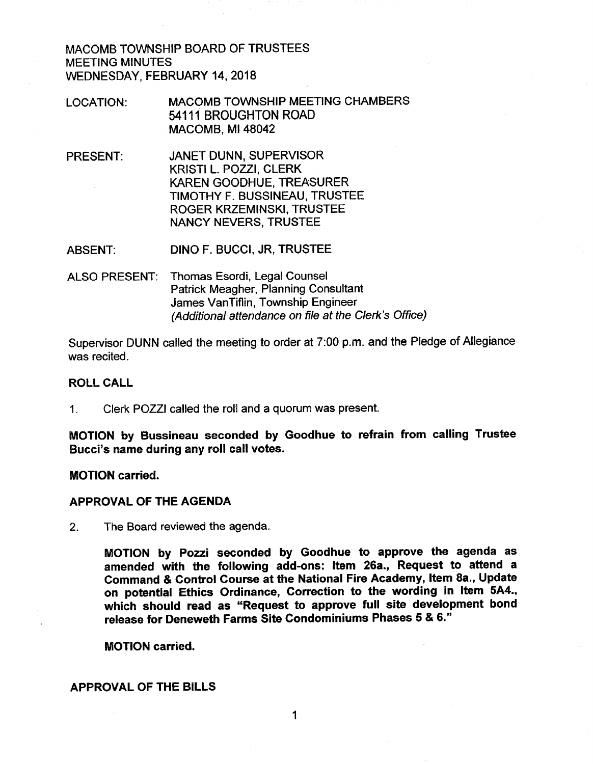MACOMB TOWNSHIP BOARD OF TRUSTEES
MEETING MINUTES
WEDNESDAY, FEBRUARY 14, 2018

| | |
|---|---|
| LOCATION: | MACOMB TOWNSHIP MEETING CHAMBERS<br>54111 BROUGHTON ROAD<br>MACOMB, MI 48042 |
| PRESENT: | JANET DUNN, SUPERVISOR<br>KRISTI L. POZZI, CLERK<br>KAREN GOODHUE, TREASURER<br>TIMOTHY F. BUSSINEAU, TRUSTEE<br>ROGER KRZEMINSKI, TRUSTEE<br>NANCY NEVERS, TRUSTEE |
| ABSENT: | DINO F. BUCCI, JR, TRUSTEE |
| ALSO PRESENT: | Thomas Esordi, Legal Counsel<br>Patrick Meagher, Planning Consultant<br>James VanTiflin, Township Engineer<br>*(Additional attendance on file at the Clerk's Office)* |

Supervisor DUNN called the meeting to order at 7:00 p.m. and the Pledge of Allegiance was recited.

**ROLL CALL**

1. Clerk POZZI called the roll and a quorum was present.

**MOTION by Bussineau seconded by Goodhue to refrain from calling Trustee Bucci's name during any roll call votes.**

**MOTION carried.**

**APPROVAL OF THE AGENDA**

2. The Board reviewed the agenda.

   **MOTION by Pozzi seconded by Goodhue to approve the agenda as amended with the following add-ons: Item 26a., Request to attend a Command & Control Course at the National Fire Academy, Item 8a., Update on potential Ethics Ordinance, Correction to the wording in Item 5A4., which should read as "Request to approve full site development bond release for Deneweth Farms Site Condominiums Phases 5 & 6."**

   **MOTION carried.**

**APPROVAL OF THE BILLS**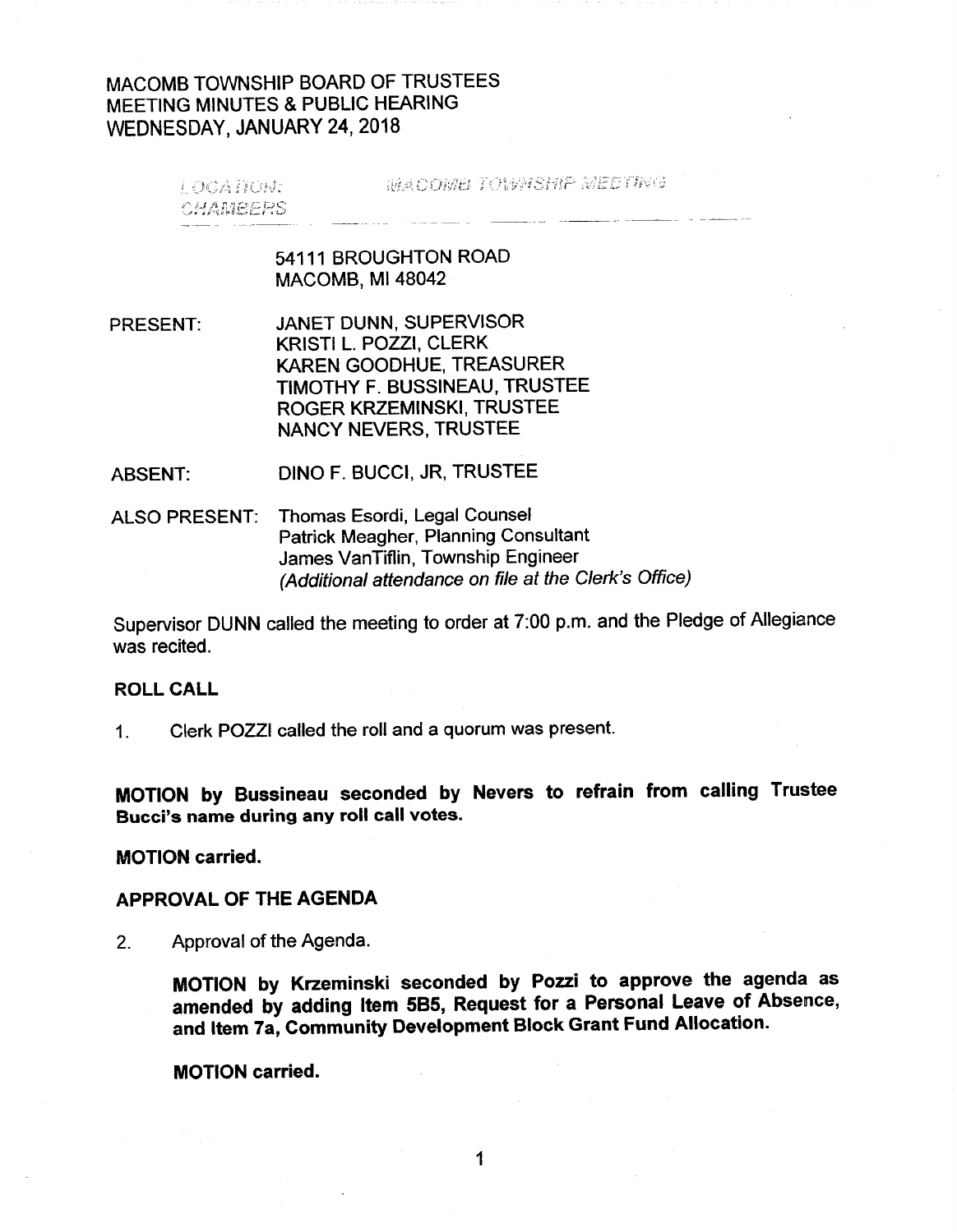# MACOMB TOWNSHIP BOARD OF TRUSTEES
# MEETING MINUTES & PUBLIC HEARING
# WEDNESDAY, JANUARY 24, 2018

LOCATION: MACOMB TOWNSHIP MEETING CHAMBERS

54111 BROUGHTON ROAD
MACOMB, MI 48042

PRESENT: JANET DUNN, SUPERVISOR
KRISTI L. POZZI, CLERK
KAREN GOODHUE, TREASURER
TIMOTHY F. BUSSINEAU, TRUSTEE
ROGER KRZEMINSKI, TRUSTEE
NANCY NEVERS, TRUSTEE

ABSENT: DINO F. BUCCI, JR, TRUSTEE

ALSO PRESENT: Thomas Esordi, Legal Counsel
Patrick Meagher, Planning Consultant
James VanTiflin, Township Engineer
*(Additional attendance on file at the Clerk's Office)*

Supervisor DUNN called the meeting to order at 7:00 p.m. and the Pledge of Allegiance was recited.

**ROLL CALL**

1. Clerk POZZI called the roll and a quorum was present.

**MOTION by Bussineau seconded by Nevers to refrain from calling Trustee Bucci's name during any roll call votes.**

**MOTION carried.**

**APPROVAL OF THE AGENDA**

2. Approval of the Agenda.

   **MOTION by Krzeminski seconded by Pozzi to approve the agenda as amended by adding Item 5B5, Request for a Personal Leave of Absence, and Item 7a, Community Development Block Grant Fund Allocation.**

   **MOTION carried.**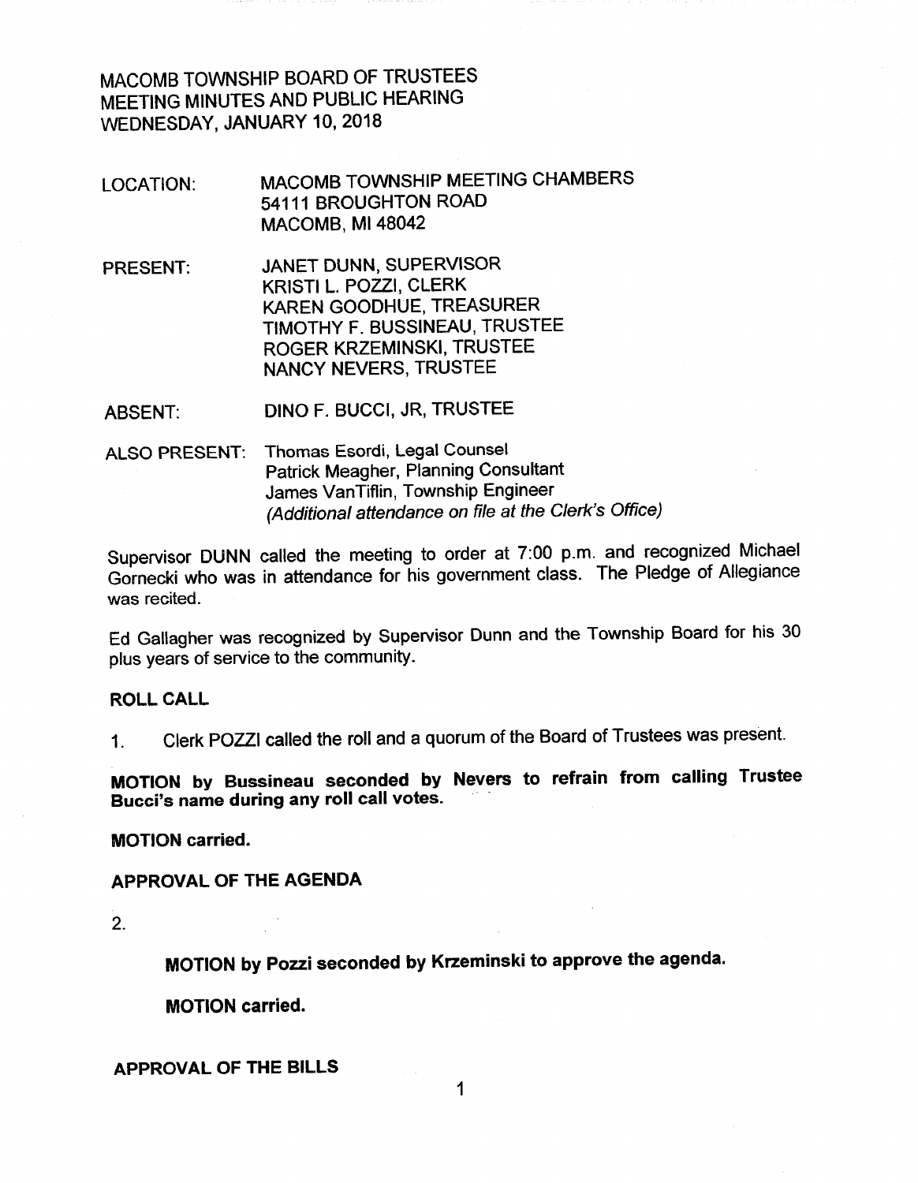MACOMB TOWNSHIP BOARD OF TRUSTEES
MEETING MINUTES AND PUBLIC HEARING
WEDNESDAY, JANUARY 10, 2018

LOCATION: MACOMB TOWNSHIP MEETING CHAMBERS
54111 BROUGHTON ROAD
MACOMB, MI 48042

PRESENT: JANET DUNN, SUPERVISOR
KRISTI L. POZZI, CLERK
KAREN GOODHUE, TREASURER
TIMOTHY F. BUSSINEAU, TRUSTEE
ROGER KRZEMINSKI, TRUSTEE
NANCY NEVERS, TRUSTEE

ABSENT: DINO F. BUCCI, JR, TRUSTEE

ALSO PRESENT: Thomas Esordi, Legal Counsel
Patrick Meagher, Planning Consultant
James VanTiflin, Township Engineer
*(Additional attendance on file at the Clerk's Office)*

Supervisor DUNN called the meeting to order at 7:00 p.m. and recognized Michael Gornecki who was in attendance for his government class. The Pledge of Allegiance was recited.

Ed Gallagher was recognized by Supervisor Dunn and the Township Board for his 30 plus years of service to the community.

**ROLL CALL**

1. Clerk POZZI called the roll and a quorum of the Board of Trustees was present.

**MOTION by Bussineau seconded by Nevers to refrain from calling Trustee Bucci's name during any roll call votes.**

**MOTION carried.**

**APPROVAL OF THE AGENDA**

2.

**MOTION by Pozzi seconded by Krzeminski to approve the agenda.**

**MOTION carried.**

**APPROVAL OF THE BILLS**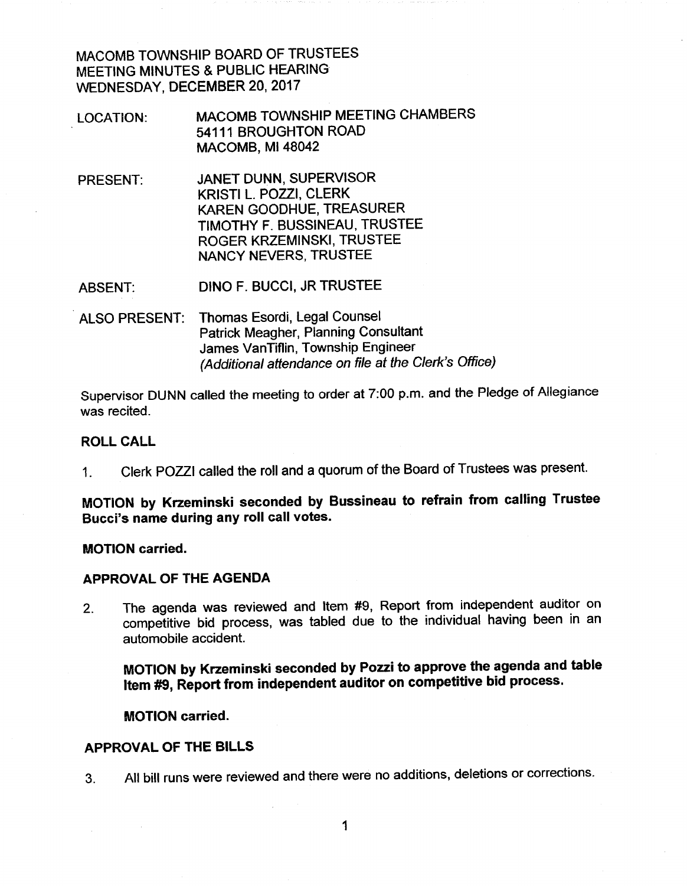MACOMB TOWNSHIP BOARD OF TRUSTEES
MEETING MINUTES & PUBLIC HEARING
WEDNESDAY, DECEMBER 20, 2017

LOCATION: MACOMB TOWNSHIP MEETING CHAMBERS
54111 BROUGHTON ROAD
MACOMB, MI 48042

PRESENT: JANET DUNN, SUPERVISOR
KRISTI L. POZZI, CLERK
KAREN GOODHUE, TREASURER
TIMOTHY F. BUSSINEAU, TRUSTEE
ROGER KRZEMINSKI, TRUSTEE
NANCY NEVERS, TRUSTEE

ABSENT: DINO F. BUCCI, JR TRUSTEE

ALSO PRESENT: Thomas Esordi, Legal Counsel
Patrick Meagher, Planning Consultant
James VanTiflin, Township Engineer
*(Additional attendance on file at the Clerk's Office)*

Supervisor DUNN called the meeting to order at 7:00 p.m. and the Pledge of Allegiance was recited.

**ROLL CALL**

1. Clerk POZZI called the roll and a quorum of the Board of Trustees was present.

**MOTION by Krzeminski seconded by Bussineau to refrain from calling Trustee Bucci's name during any roll call votes.**

**MOTION carried.**

**APPROVAL OF THE AGENDA**

2. The agenda was reviewed and Item #9, Report from independent auditor on competitive bid process, was tabled due to the individual having been in an automobile accident.

   **MOTION by Krzeminski seconded by Pozzi to approve the agenda and table Item #9, Report from independent auditor on competitive bid process.**

   **MOTION carried.**

**APPROVAL OF THE BILLS**

3. All bill runs were reviewed and there were no additions, deletions or corrections.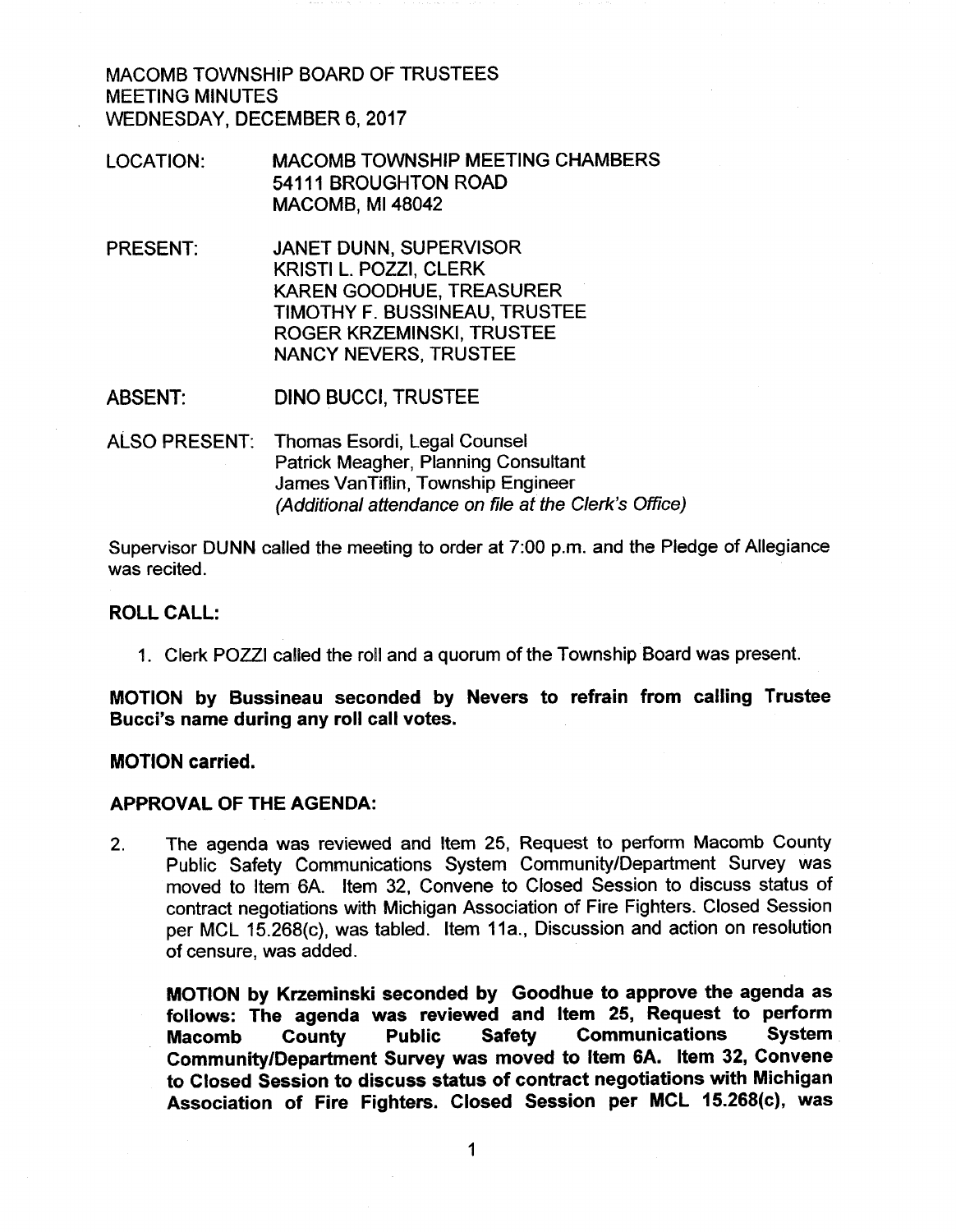MACOMB TOWNSHIP BOARD OF TRUSTEES
MEETING MINUTES
WEDNESDAY, DECEMBER 6, 2017

LOCATION: MACOMB TOWNSHIP MEETING CHAMBERS
54111 BROUGHTON ROAD
MACOMB, MI 48042

PRESENT: JANET DUNN, SUPERVISOR
KRISTI L. POZZI, CLERK
KAREN GOODHUE, TREASURER
TIMOTHY F. BUSSINEAU, TRUSTEE
ROGER KRZEMINSKI, TRUSTEE
NANCY NEVERS, TRUSTEE

ABSENT: DINO BUCCI, TRUSTEE

ALSO PRESENT: Thomas Esordi, Legal Counsel
Patrick Meagher, Planning Consultant
James VanTiflin, Township Engineer
*(Additional attendance on file at the Clerk's Office)*

Supervisor DUNN called the meeting to order at 7:00 p.m. and the Pledge of Allegiance was recited.

**ROLL CALL:**

1. Clerk POZZI called the roll and a quorum of the Township Board was present.

**MOTION by Bussineau seconded by Nevers to refrain from calling Trustee Bucci's name during any roll call votes.**

**MOTION carried.**

**APPROVAL OF THE AGENDA:**

2. The agenda was reviewed and Item 25, Request to perform Macomb County Public Safety Communications System Community/Department Survey was moved to Item 6A. Item 32, Convene to Closed Session to discuss status of contract negotiations with Michigan Association of Fire Fighters. Closed Session per MCL 15.268(c), was tabled. Item 11a., Discussion and action on resolution of censure, was added.

   **MOTION by Krzeminski seconded by Goodhue to approve the agenda as follows: The agenda was reviewed and Item 25, Request to perform Macomb County Public Safety Communications System Community/Department Survey was moved to Item 6A. Item 32, Convene to Closed Session to discuss status of contract negotiations with Michigan Association of Fire Fighters. Closed Session per MCL 15.268(c), was**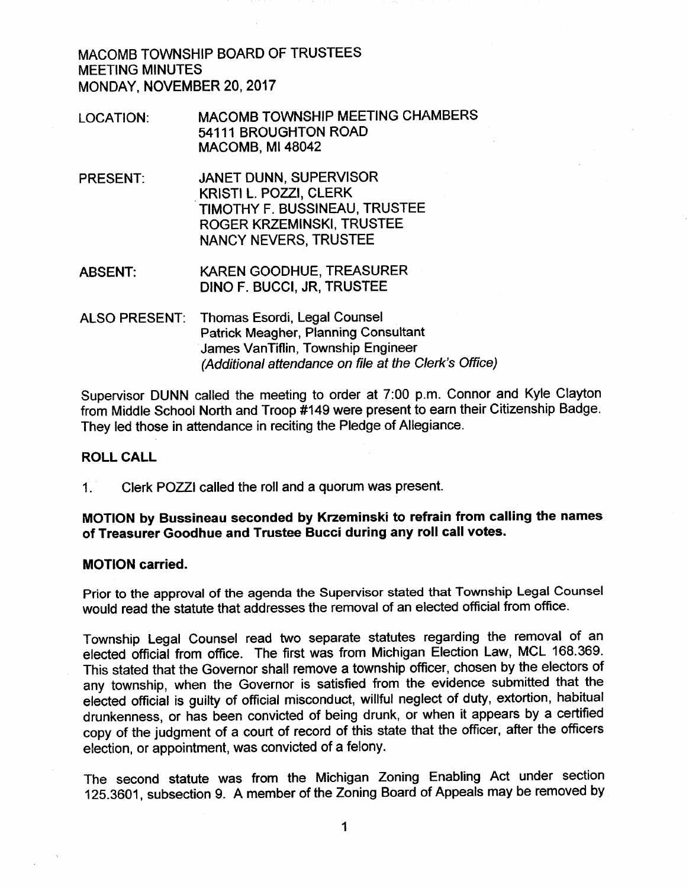MACOMB TOWNSHIP BOARD OF TRUSTEES
MEETING MINUTES
MONDAY, NOVEMBER 20, 2017

| | |
|---|---|
| LOCATION: | MACOMB TOWNSHIP MEETING CHAMBERS<br>54111 BROUGHTON ROAD<br>MACOMB, MI 48042 |
| PRESENT: | JANET DUNN, SUPERVISOR<br>KRISTI L. POZZI, CLERK<br>TIMOTHY F. BUSSINEAU, TRUSTEE<br>ROGER KRZEMINSKI, TRUSTEE<br>NANCY NEVERS, TRUSTEE |
| ABSENT: | KAREN GOODHUE, TREASURER<br>DINO F. BUCCI, JR, TRUSTEE |
| ALSO PRESENT: | Thomas Esordi, Legal Counsel<br>Patrick Meagher, Planning Consultant<br>James VanTiflin, Township Engineer<br>*(Additional attendance on file at the Clerk's Office)* |

Supervisor DUNN called the meeting to order at 7:00 p.m. Connor and Kyle Clayton from Middle School North and Troop #149 were present to earn their Citizenship Badge. They led those in attendance in reciting the Pledge of Allegiance.

**ROLL CALL**

1. Clerk POZZI called the roll and a quorum was present.

**MOTION by Bussineau seconded by Krzeminski to refrain from calling the names of Treasurer Goodhue and Trustee Bucci during any roll call votes.**

**MOTION carried.**

Prior to the approval of the agenda the Supervisor stated that Township Legal Counsel would read the statute that addresses the removal of an elected official from office.

Township Legal Counsel read two separate statutes regarding the removal of an elected official from office. The first was from Michigan Election Law, MCL 168.369. This stated that the Governor shall remove a township officer, chosen by the electors of any township, when the Governor is satisfied from the evidence submitted that the elected official is guilty of official misconduct, willful neglect of duty, extortion, habitual drunkenness, or has been convicted of being drunk, or when it appears by a certified copy of the judgment of a court of record of this state that the officer, after the officers election, or appointment, was convicted of a felony.

The second statute was from the Michigan Zoning Enabling Act under section 125.3601, subsection 9. A member of the Zoning Board of Appeals may be removed by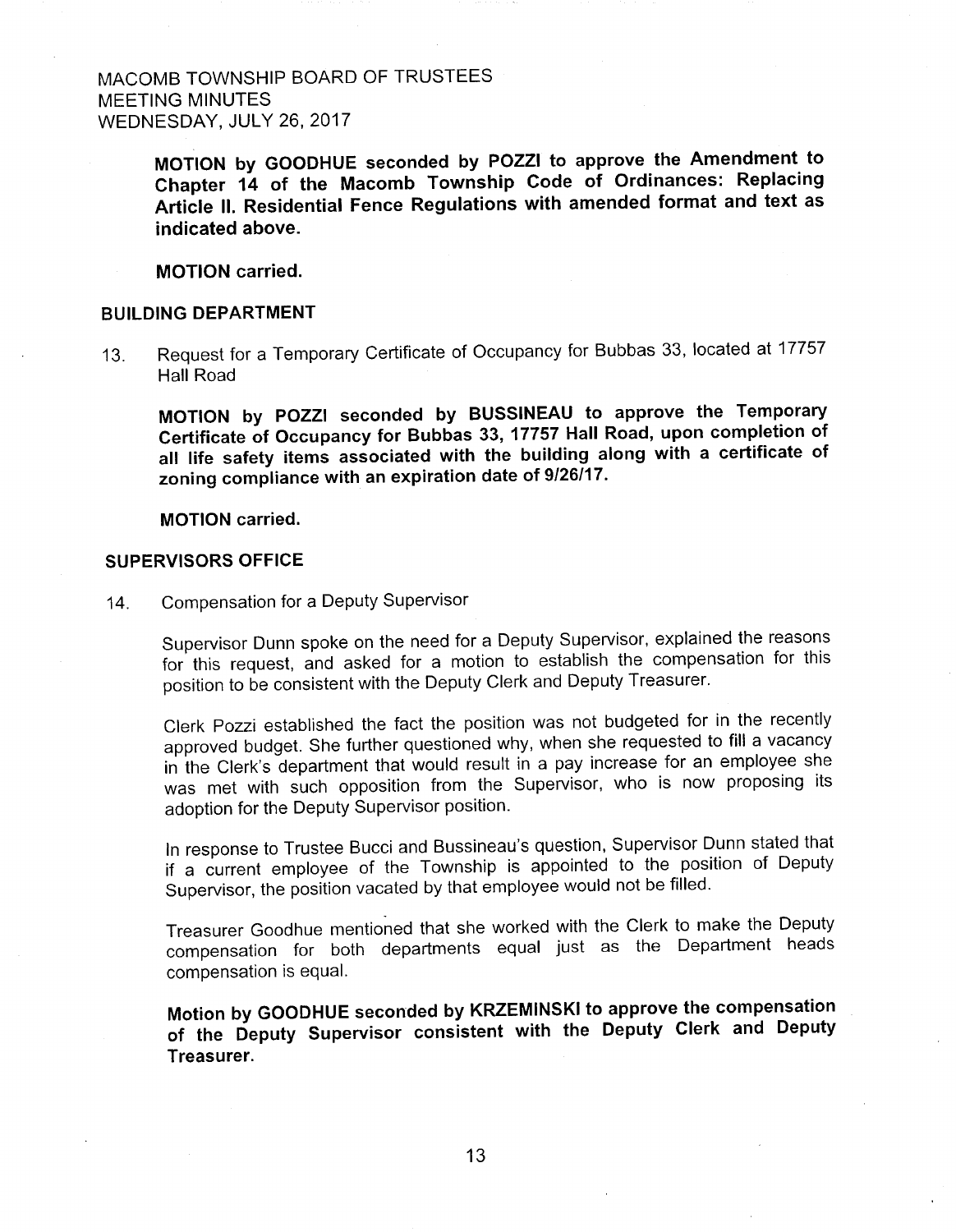MACOMB TOWNSHIP BOARD OF TRUSTEES
MEETING MINUTES
WEDNESDAY, JULY 26, 2017

**MOTION by GOODHUE seconded by POZZI to approve the Amendment to Chapter 14 of the Macomb Township Code of Ordinances: Replacing Article II. Residential Fence Regulations with amended format and text as indicated above.**

**MOTION carried.**

## BUILDING DEPARTMENT

13. Request for a Temporary Certificate of Occupancy for Bubbas 33, located at 17757 Hall Road

**MOTION by POZZI seconded by BUSSINEAU to approve the Temporary Certificate of Occupancy for Bubbas 33, 17757 Hall Road, upon completion of all life safety items associated with the building along with a certificate of zoning compliance with an expiration date of 9/26/17.**

**MOTION carried.**

## SUPERVISORS OFFICE

14. Compensation for a Deputy Supervisor

Supervisor Dunn spoke on the need for a Deputy Supervisor, explained the reasons for this request, and asked for a motion to establish the compensation for this position to be consistent with the Deputy Clerk and Deputy Treasurer.

Clerk Pozzi established the fact the position was not budgeted for in the recently approved budget. She further questioned why, when she requested to fill a vacancy in the Clerk's department that would result in a pay increase for an employee she was met with such opposition from the Supervisor, who is now proposing its adoption for the Deputy Supervisor position.

In response to Trustee Bucci and Bussineau's question, Supervisor Dunn stated that if a current employee of the Township is appointed to the position of Deputy Supervisor, the position vacated by that employee would not be filled.

Treasurer Goodhue mentioned that she worked with the Clerk to make the Deputy compensation for both departments equal just as the Department heads compensation is equal.

**Motion by GOODHUE seconded by KRZEMINSKI to approve the compensation of the Deputy Supervisor consistent with the Deputy Clerk and Deputy Treasurer.**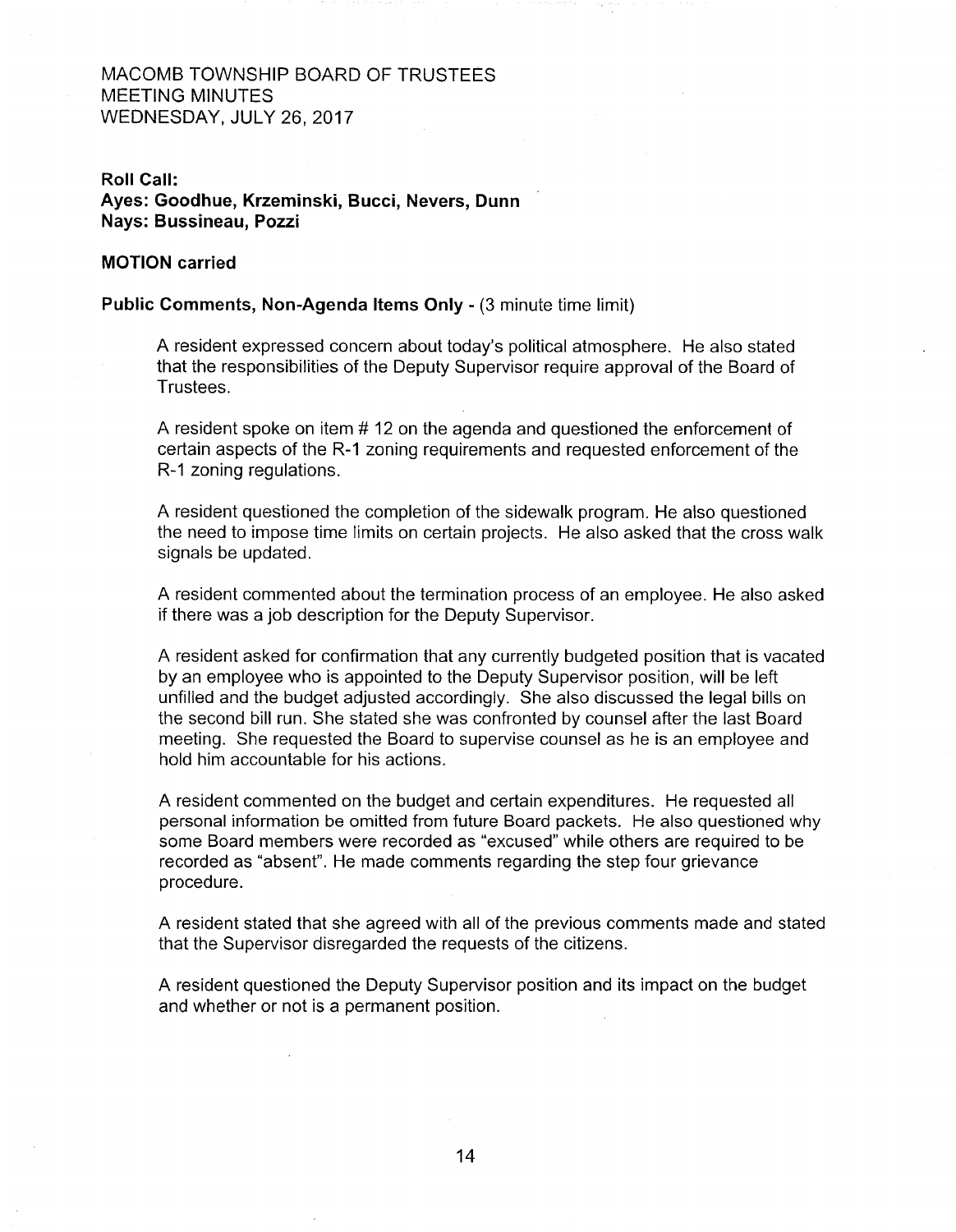MACOMB TOWNSHIP BOARD OF TRUSTEES
MEETING MINUTES
WEDNESDAY, JULY 26, 2017

**Roll Call:**
**Ayes: Goodhue, Krzeminski, Bucci, Nevers, Dunn**
**Nays: Bussineau, Pozzi**

**MOTION carried**

**Public Comments, Non-Agenda Items Only** - (3 minute time limit)

A resident expressed concern about today's political atmosphere. He also stated that the responsibilities of the Deputy Supervisor require approval of the Board of Trustees.

A resident spoke on item # 12 on the agenda and questioned the enforcement of certain aspects of the R-1 zoning requirements and requested enforcement of the R-1 zoning regulations.

A resident questioned the completion of the sidewalk program. He also questioned the need to impose time limits on certain projects. He also asked that the cross walk signals be updated.

A resident commented about the termination process of an employee. He also asked if there was a job description for the Deputy Supervisor.

A resident asked for confirmation that any currently budgeted position that is vacated by an employee who is appointed to the Deputy Supervisor position, will be left unfilled and the budget adjusted accordingly. She also discussed the legal bills on the second bill run. She stated she was confronted by counsel after the last Board meeting. She requested the Board to supervise counsel as he is an employee and hold him accountable for his actions.

A resident commented on the budget and certain expenditures. He requested all personal information be omitted from future Board packets. He also questioned why some Board members were recorded as "excused" while others are required to be recorded as "absent". He made comments regarding the step four grievance procedure.

A resident stated that she agreed with all of the previous comments made and stated that the Supervisor disregarded the requests of the citizens.

A resident questioned the Deputy Supervisor position and its impact on the budget and whether or not is a permanent position.